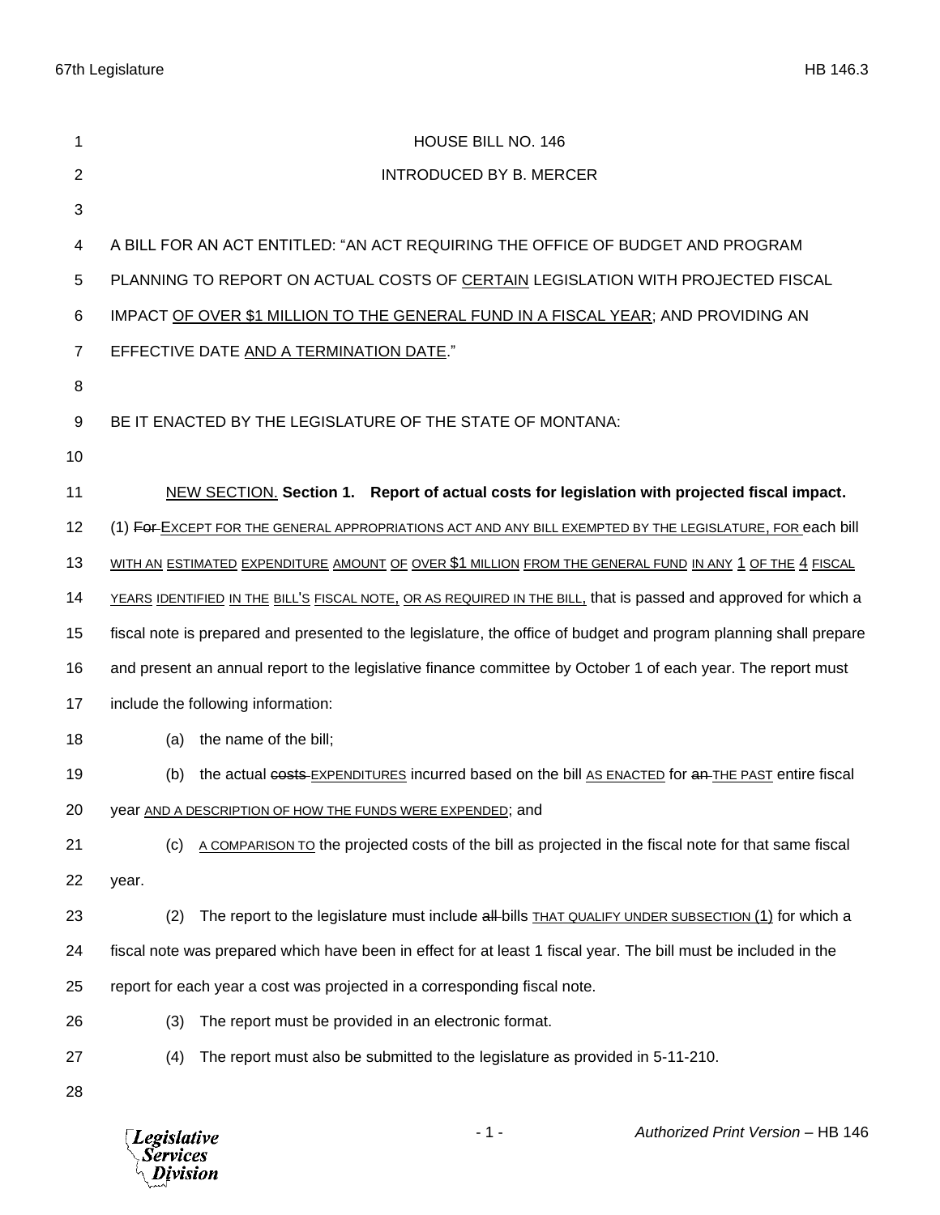# HOUSE BILL NO. 146

INTRODUCED BY B. MERCER

A BILL FOR AN ACT ENTITLED: "AN ACT REQUIRING THE OFFICE OF BUDGET AND PROGRAM PLANNING TO REPORT ON ACTUAL COSTS OF CERTAIN LEGISLATION WITH PROJECTED FISCAL IMPACT OF OVER $1 MILLION TO THE GENERAL FUND IN A FISCAL YEAR; AND PROVIDING AN EFFECTIVE DATE AND A TERMINATION DATE."

BE IT ENACTED BY THE LEGISLATURE OF THE STATE OF MONTANA:

NEW SECTION. **Section 1. Report of actual costs for legislation with projected fiscal impact.** (1) ~~For~~ EXCEPT FOR THE GENERAL APPROPRIATIONS ACT AND ANY BILL EXEMPTED BY THE LEGISLATURE, FOR each bill WITH AN ESTIMATED EXPENDITURE AMOUNT OF OVER $1 MILLION FROM THE GENERAL FUND IN ANY 1 OF THE 4 FISCAL YEARS IDENTIFIED IN THE BILL'S FISCAL NOTE, OR AS REQUIRED IN THE BILL, that is passed and approved for which a fiscal note is prepared and presented to the legislature, the office of budget and program planning shall prepare and present an annual report to the legislative finance committee by October 1 of each year. The report must include the following information:

(a) the name of the bill;

(b) the actual ~~costs~~ EXPENDITURES incurred based on the bill AS ENACTED for ~~an~~ THE PAST entire fiscal year AND A DESCRIPTION OF HOW THE FUNDS WERE EXPENDED; and

(c) A COMPARISON TO the projected costs of the bill as projected in the fiscal note for that same fiscal year.

(2) The report to the legislature must include ~~all~~ bills THAT QUALIFY UNDER SUBSECTION (1) for which a fiscal note was prepared which have been in effect for at least 1 fiscal year. The bill must be included in the report for each year a cost was projected in a corresponding fiscal note.

(3) The report must be provided in an electronic format.

(4) The report must also be submitted to the legislature as provided in 5-11-210.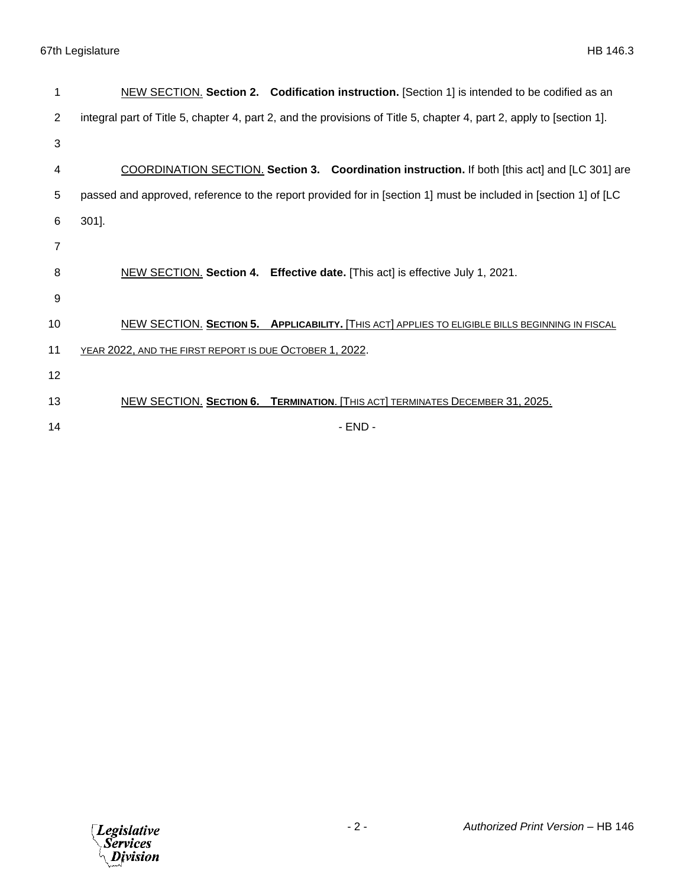NEW SECTION. **Section 2. Codification instruction.** [Section 1] is intended to be codified as an integral part of Title 5, chapter 4, part 2, and the provisions of Title 5, chapter 4, part 2, apply to [section 1].

COORDINATION SECTION. **Section 3. Coordination instruction.** If both [this act] and [LC 301] are passed and approved, reference to the report provided for in [section 1] must be included in [section 1] of [LC 301].

NEW SECTION. **Section 4. Effective date.** [This act] is effective July 1, 2021.

NEW SECTION. **SECTION 5. APPLICABILITY.** [THIS ACT] APPLIES TO ELIGIBLE BILLS BEGINNING IN FISCAL YEAR 2022, AND THE FIRST REPORT IS DUE OCTOBER 1, 2022.

NEW SECTION. **SECTION 6. TERMINATION**. [THIS ACT] TERMINATES DECEMBER 31, 2025.

- END -